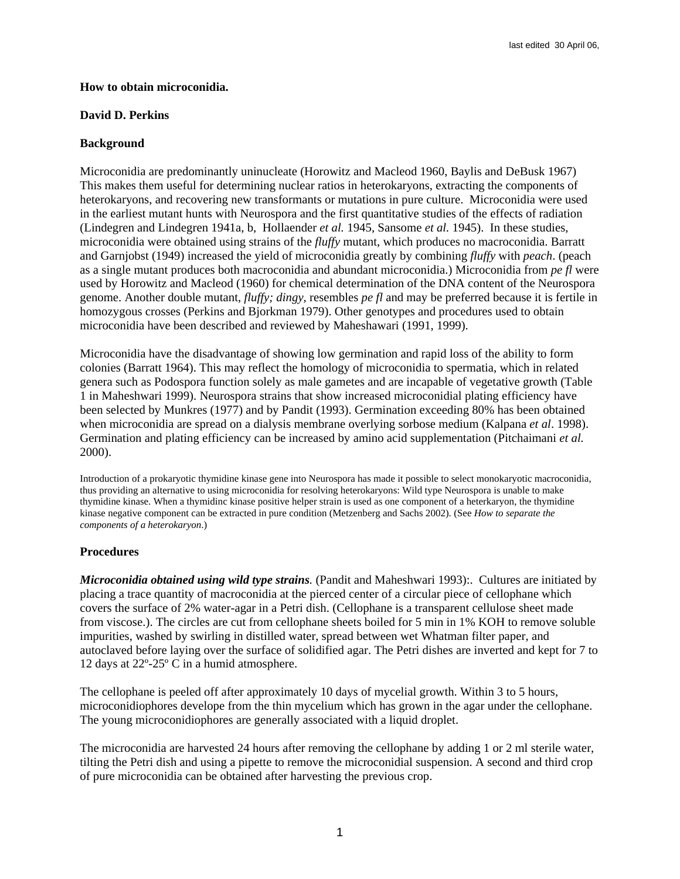last edited 30 April 06,

**How to obtain microconidia.**

**David D. Perkins**

**Background**

Microconidia are predominantly uninucleate (Horowitz and Macleod 1960, Baylis and DeBusk 1967) This makes them useful for determining nuclear ratios in heterokaryons, extracting the components of heterokaryons, and recovering new transformants or mutations in pure culture. Microconidia were used in the earliest mutant hunts with Neurospora and the first quantitative studies of the effects of radiation (Lindegren and Lindegren 1941a, b, Hollaender *et al.* 1945, Sansome *et al.* 1945). In these studies, microconidia were obtained using strains of the *fluffy* mutant, which produces no macroconidia. Barratt and Garnjobst (1949) increased the yield of microconidia greatly by combining *fluffy* with *peach*. (peach as a single mutant produces both macroconidia and abundant microconidia.) Microconidia from *pe fl* were used by Horowitz and Macleod (1960) for chemical determination of the DNA content of the Neurospora genome. Another double mutant, *fluffy; dingy*, resembles *pe fl* and may be preferred because it is fertile in homozygous crosses (Perkins and Bjorkman 1979). Other genotypes and procedures used to obtain microconidia have been described and reviewed by Maheshawari (1991, 1999).

Microconidia have the disadvantage of showing low germination and rapid loss of the ability to form colonies (Barratt 1964). This may reflect the homology of microconidia to spermatia, which in related genera such as Podospora function solely as male gametes and are incapable of vegetative growth (Table 1 in Maheshwari 1999). Neurospora strains that show increased microconidial plating efficiency have been selected by Munkres (1977) and by Pandit (1993). Germination exceeding 80% has been obtained when microconidia are spread on a dialysis membrane overlying sorbose medium (Kalpana *et al*. 1998). Germination and plating efficiency can be increased by amino acid supplementation (Pitchaimani *et al.* 2000).

Introduction of a prokaryotic thymidine kinase gene into Neurospora has made it possible to select monokaryotic macroconidia, thus providing an alternative to using microconidia for resolving heterokaryons: Wild type Neurospora is unable to make thymidine kinase. When a thymidinc kinase positive helper strain is used as one component of a heterkaryon, the thymidine kinase negative component can be extracted in pure condition (Metzenberg and Sachs 2002). (See *How to separate the components of a heterokaryon*.)

**Procedures**

***Microconidia obtained using wild type strains.*** (Pandit and Maheshwari 1993):. Cultures are initiated by placing a trace quantity of macroconidia at the pierced center of a circular piece of cellophane which covers the surface of 2% water-agar in a Petri dish. (Cellophane is a transparent cellulose sheet made from viscose.). The circles are cut from cellophane sheets boiled for 5 min in 1% KOH to remove soluble impurities, washed by swirling in distilled water, spread between wet Whatman filter paper, and autoclaved before laying over the surface of solidified agar. The Petri dishes are inverted and kept for 7 to 12 days at 22º-25º C in a humid atmosphere.

The cellophane is peeled off after approximately 10 days of mycelial growth. Within 3 to 5 hours, microconidiophores develope from the thin mycelium which has grown in the agar under the cellophane. The young microconidiophores are generally associated with a liquid droplet.

The microconidia are harvested 24 hours after removing the cellophane by adding 1 or 2 ml sterile water, tilting the Petri dish and using a pipette to remove the microconidial suspension. A second and third crop of pure microconidia can be obtained after harvesting the previous crop.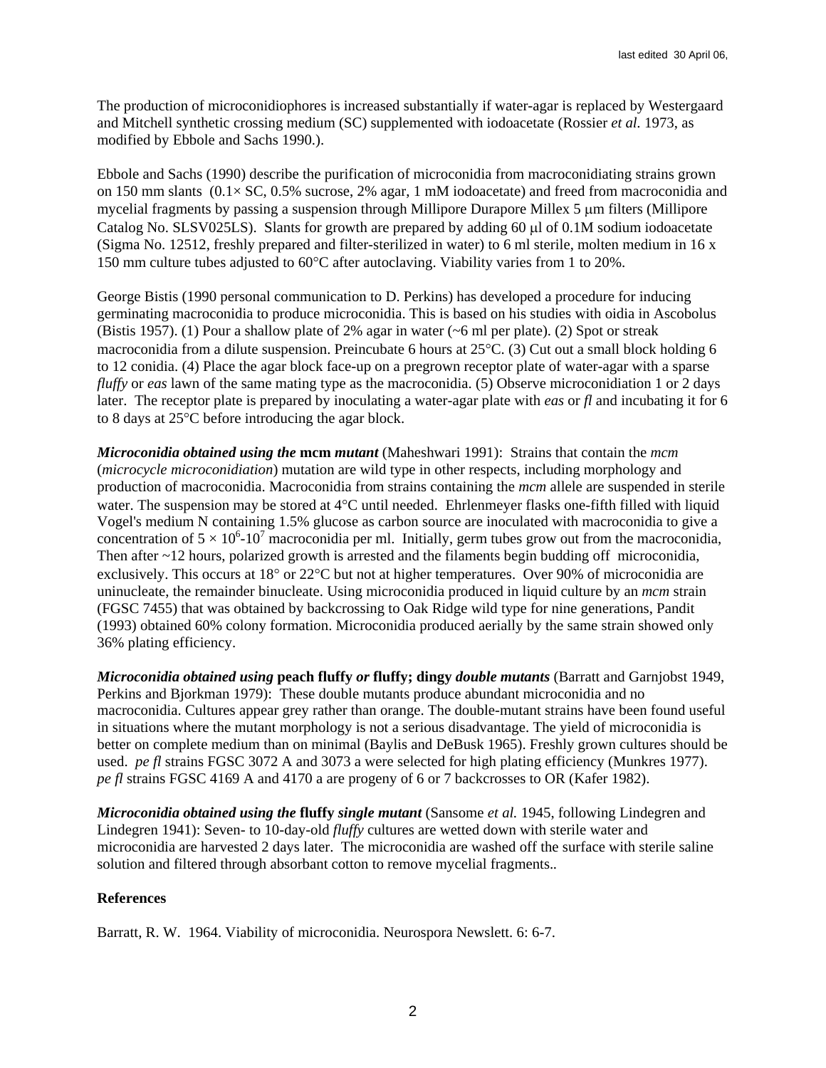The production of microconidiophores is increased substantially if water-agar is replaced by Westergaard and Mitchell synthetic crossing medium (SC) supplemented with iodoacetate (Rossier *et al.* 1973, as modified by Ebbole and Sachs 1990.).

Ebbole and Sachs (1990) describe the purification of microconidia from macroconidiating strains grown on 150 mm slants (0.1× SC, 0.5% sucrose, 2% agar, 1 mM iodoacetate) and freed from macroconidia and mycelial fragments by passing a suspension through Millipore Durapore Millex 5 μm filters (Millipore Catalog No. SLSV025LS). Slants for growth are prepared by adding 60 μl of 0.1M sodium iodoacetate (Sigma No. 12512, freshly prepared and filter-sterilized in water) to 6 ml sterile, molten medium in 16 x 150 mm culture tubes adjusted to 60°C after autoclaving. Viability varies from 1 to 20%.

George Bistis (1990 personal communication to D. Perkins) has developed a procedure for inducing germinating macroconidia to produce microconidia. This is based on his studies with oidia in Ascobolus (Bistis 1957). (1) Pour a shallow plate of 2% agar in water (~6 ml per plate). (2) Spot or streak macroconidia from a dilute suspension. Preincubate 6 hours at 25°C. (3) Cut out a small block holding 6 to 12 conidia. (4) Place the agar block face-up on a pregrown receptor plate of water-agar with a sparse *fluffy* or *eas* lawn of the same mating type as the macroconidia. (5) Observe microconidiation 1 or 2 days later. The receptor plate is prepared by inoculating a water-agar plate with *eas* or *fl* and incubating it for 6 to 8 days at 25°C before introducing the agar block.

***Microconidia obtained using the* mcm *mutant*** (Maheshwari 1991): Strains that contain the *mcm* (*microcycle microconidiation*) mutation are wild type in other respects, including morphology and production of macroconidia. Macroconidia from strains containing the *mcm* allele are suspended in sterile water. The suspension may be stored at 4°C until needed. Ehrlenmeyer flasks one-fifth filled with liquid Vogel's medium N containing 1.5% glucose as carbon source are inoculated with macroconidia to give a concentration of $5 \times 10^6$-$10^7$ macroconidia per ml. Initially, germ tubes grow out from the macroconidia, Then after ~12 hours, polarized growth is arrested and the filaments begin budding off microconidia, exclusively. This occurs at 18° or 22°C but not at higher temperatures. Over 90% of microconidia are uninucleate, the remainder binucleate. Using microconidia produced in liquid culture by an *mcm* strain (FGSC 7455) that was obtained by backcrossing to Oak Ridge wild type for nine generations, Pandit (1993) obtained 60% colony formation. Microconidia produced aerially by the same strain showed only 36% plating efficiency.

***Microconidia obtained using* peach fluffy *or* fluffy; dingy *double mutants*** (Barratt and Garnjobst 1949, Perkins and Bjorkman 1979): These double mutants produce abundant microconidia and no macroconidia. Cultures appear grey rather than orange. The double-mutant strains have been found useful in situations where the mutant morphology is not a serious disadvantage. The yield of microconidia is better on complete medium than on minimal (Baylis and DeBusk 1965). Freshly grown cultures should be used. *pe fl* strains FGSC 3072 A and 3073 a were selected for high plating efficiency (Munkres 1977). *pe fl* strains FGSC 4169 A and 4170 a are progeny of 6 or 7 backcrosses to OR (Kafer 1982).

***Microconidia obtained using the* fluffy *single mutant*** (Sansome *et al.* 1945, following Lindegren and Lindegren 1941): Seven- to 10-day-old *fluffy* cultures are wetted down with sterile water and microconidia are harvested 2 days later. The microconidia are washed off the surface with sterile saline solution and filtered through absorbant cotton to remove mycelial fragments..

## References

Barratt, R. W. 1964. Viability of microconidia. Neurospora Newslett. 6: 6-7.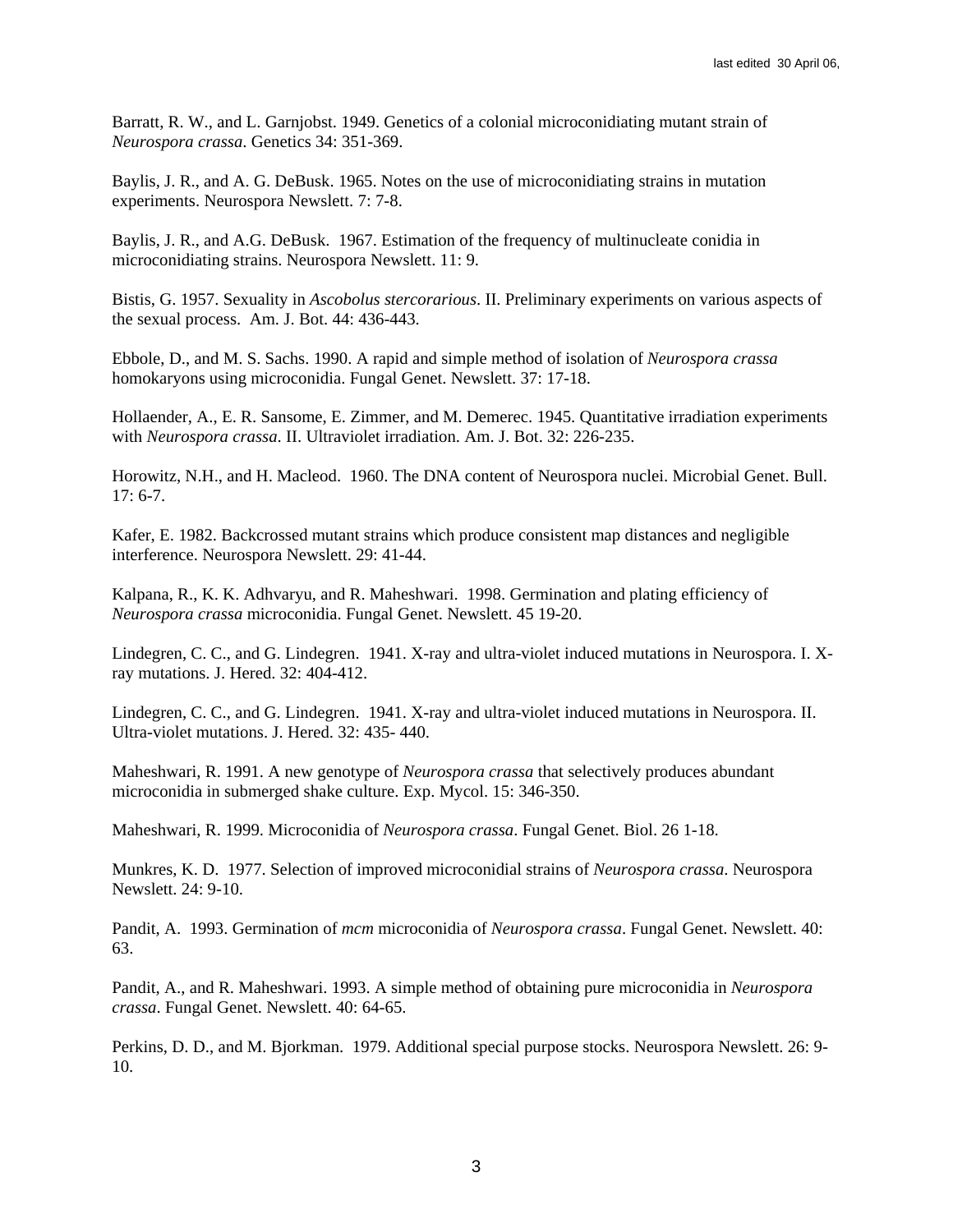Barratt, R. W., and L. Garnjobst. 1949. Genetics of a colonial microconidiating mutant strain of *Neurospora crassa*. Genetics 34: 351-369.

Baylis, J. R., and A. G. DeBusk. 1965. Notes on the use of microconidiating strains in mutation experiments. Neurospora Newslett. 7: 7-8.

Baylis, J. R., and A.G. DeBusk. 1967. Estimation of the frequency of multinucleate conidia in microconidiating strains. Neurospora Newslett. 11: 9.

Bistis, G. 1957. Sexuality in *Ascobolus stercorarious*. II. Preliminary experiments on various aspects of the sexual process. Am. J. Bot. 44: 436-443.

Ebbole, D., and M. S. Sachs. 1990. A rapid and simple method of isolation of *Neurospora crassa* homokaryons using microconidia. Fungal Genet. Newslett. 37: 17-18.

Hollaender, A., E. R. Sansome, E. Zimmer, and M. Demerec. 1945. Quantitative irradiation experiments with *Neurospora crassa*. II. Ultraviolet irradiation. Am. J. Bot. 32: 226-235.

Horowitz, N.H., and H. Macleod. 1960. The DNA content of Neurospora nuclei. Microbial Genet. Bull. 17: 6-7.

Kafer, E. 1982. Backcrossed mutant strains which produce consistent map distances and negligible interference. Neurospora Newslett. 29: 41-44.

Kalpana, R., K. K. Adhvaryu, and R. Maheshwari. 1998. Germination and plating efficiency of *Neurospora crassa* microconidia. Fungal Genet. Newslett. 45 19-20.

Lindegren, C. C., and G. Lindegren. 1941. X-ray and ultra-violet induced mutations in Neurospora. I. X-ray mutations. J. Hered. 32: 404-412.

Lindegren, C. C., and G. Lindegren. 1941. X-ray and ultra-violet induced mutations in Neurospora. II. Ultra-violet mutations. J. Hered. 32: 435- 440.

Maheshwari, R. 1991. A new genotype of *Neurospora crassa* that selectively produces abundant microconidia in submerged shake culture. Exp. Mycol. 15: 346-350.

Maheshwari, R. 1999. Microconidia of *Neurospora crassa*. Fungal Genet. Biol. 26 1-18.

Munkres, K. D. 1977. Selection of improved microconidial strains of *Neurospora crassa*. Neurospora Newslett. 24: 9-10.

Pandit, A. 1993. Germination of *mcm* microconidia of *Neurospora crassa*. Fungal Genet. Newslett. 40: 63.

Pandit, A., and R. Maheshwari. 1993. A simple method of obtaining pure microconidia in *Neurospora crassa*. Fungal Genet. Newslett. 40: 64-65.

Perkins, D. D., and M. Bjorkman. 1979. Additional special purpose stocks. Neurospora Newslett. 26: 9-10.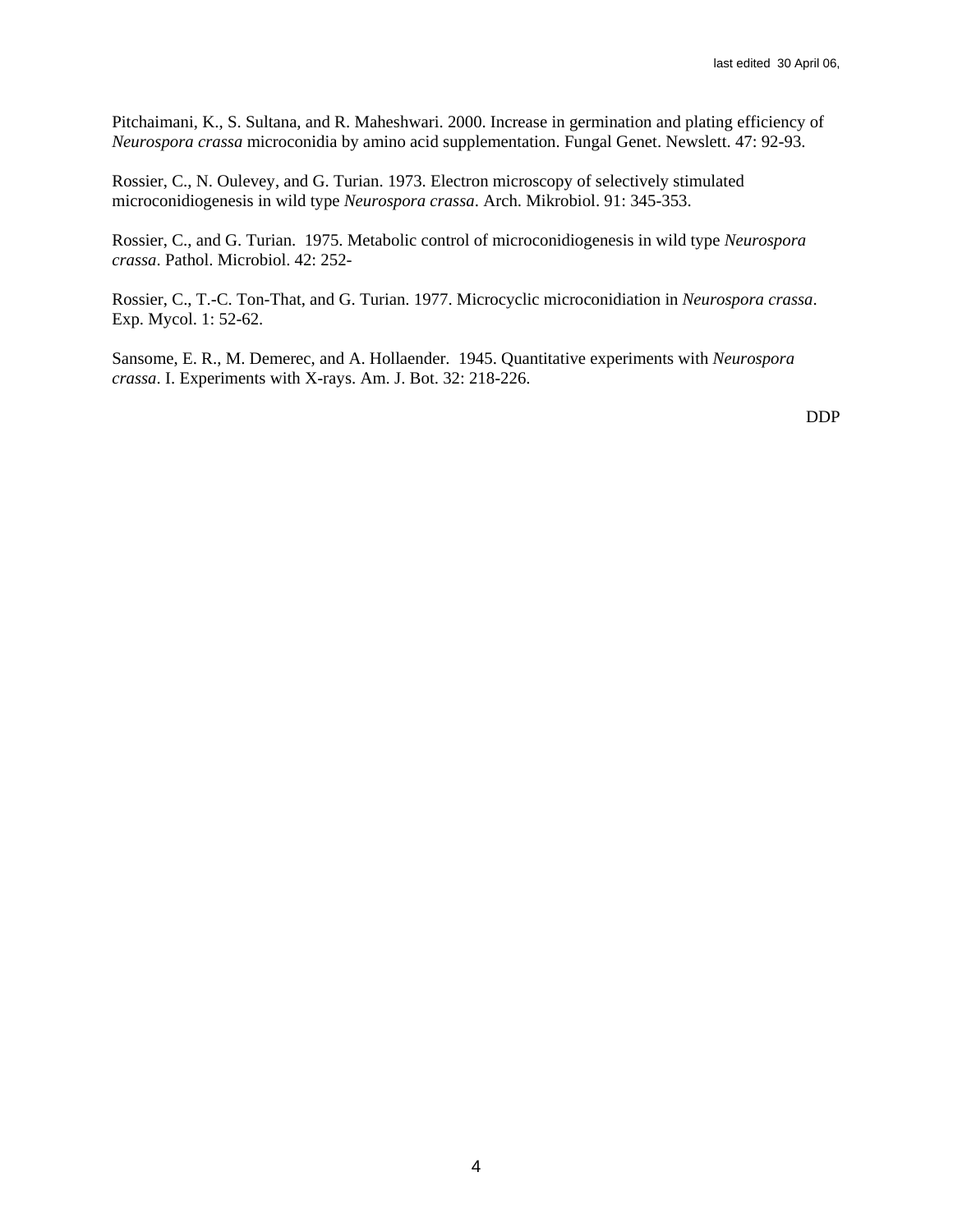Pitchaimani, K., S. Sultana, and R. Maheshwari. 2000. Increase in germination and plating efficiency of *Neurospora crassa* microconidia by amino acid supplementation. Fungal Genet. Newslett. 47: 92-93.

Rossier, C., N. Oulevey, and G. Turian. 1973. Electron microscopy of selectively stimulated microconidiogenesis in wild type *Neurospora crassa*. Arch. Mikrobiol. 91: 345-353.

Rossier, C., and G. Turian. 1975. Metabolic control of microconidiogenesis in wild type *Neurospora crassa*. Pathol. Microbiol. 42: 252-

Rossier, C., T.-C. Ton-That, and G. Turian. 1977. Microcyclic microconidiation in *Neurospora crassa*. Exp. Mycol. 1: 52-62.

Sansome, E. R., M. Demerec, and A. Hollaender. 1945. Quantitative experiments with *Neurospora crassa*. I. Experiments with X-rays. Am. J. Bot. 32: 218-226.

DDP